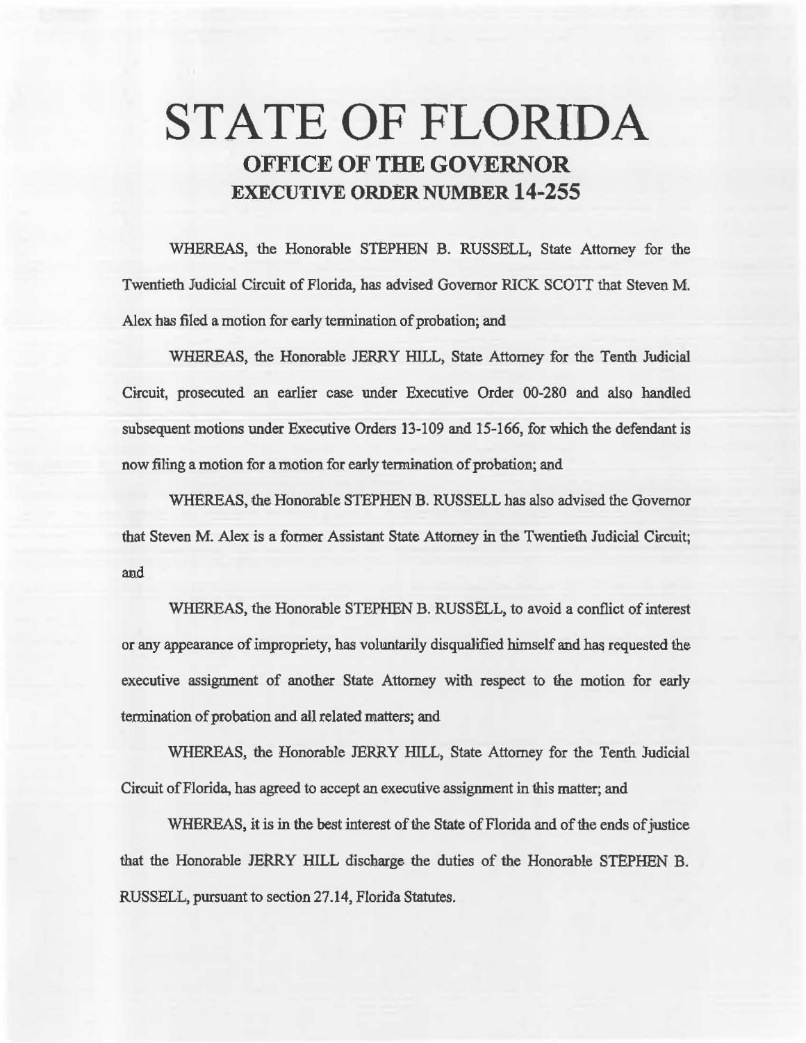# STATE OF FLORIDA
## OFFICE OF THE GOVERNOR
## EXECUTIVE ORDER NUMBER 14-255

WHEREAS, the Honorable STEPHEN B. RUSSELL, State Attorney for the Twentieth Judicial Circuit of Florida, has advised Governor RICK SCOTT that Steven M. Alex has filed a motion for early termination of probation; and

WHEREAS, the Honorable JERRY HILL, State Attorney for the Tenth Judicial Circuit, prosecuted an earlier case under Executive Order 00-280 and also handled subsequent motions under Executive Orders 13-109 and 15-166, for which the defendant is now filing a motion for a motion for early termination of probation; and

WHEREAS, the Honorable STEPHEN B. RUSSELL has also advised the Governor that Steven M. Alex is a former Assistant State Attorney in the Twentieth Judicial Circuit; and

WHEREAS, the Honorable STEPHEN B. RUSSELL, to avoid a conflict of interest or any appearance of impropriety, has voluntarily disqualified himself and has requested the executive assignment of another State Attorney with respect to the motion for early termination of probation and all related matters; and

WHEREAS, the Honorable JERRY HILL, State Attorney for the Tenth Judicial Circuit of Florida, has agreed to accept an executive assignment in this matter; and

WHEREAS, it is in the best interest of the State of Florida and of the ends of justice that the Honorable JERRY HILL discharge the duties of the Honorable STEPHEN B. RUSSELL, pursuant to section 27.14, Florida Statutes.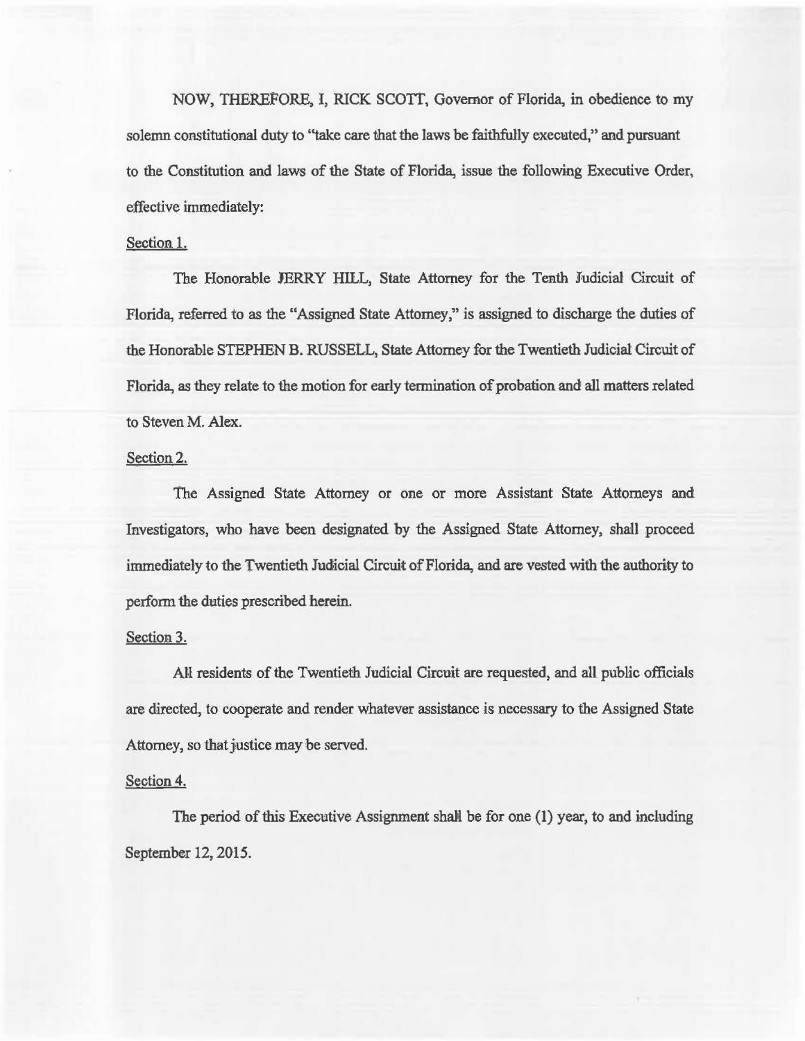NOW, THEREFORE, I, RICK SCOTT, Governor of Florida, in obedience to my solemn constitutional duty to "take care that the laws be faithfully executed," and pursuant to the Constitution and laws of the State of Florida, issue the following Executive Order, effective immediately:

Section 1.

The Honorable JERRY HILL, State Attorney for the Tenth Judicial Circuit of Florida, referred to as the "Assigned State Attorney," is assigned to discharge the duties of the Honorable STEPHEN B. RUSSELL, State Attorney for the Twentieth Judicial Circuit of Florida, as they relate to the motion for early termination of probation and all matters related to Steven M. Alex.

Section 2.

The Assigned State Attorney or one or more Assistant State Attorneys and Investigators, who have been designated by the Assigned State Attorney, shall proceed immediately to the Twentieth Judicial Circuit of Florida, and are vested with the authority to perform the duties prescribed herein.

Section 3.

All residents of the Twentieth Judicial Circuit are requested, and all public officials are directed, to cooperate and render whatever assistance is necessary to the Assigned State Attorney, so that justice may be served.

Section 4.

The period of this Executive Assignment shall be for one (1) year, to and including September 12, 2015.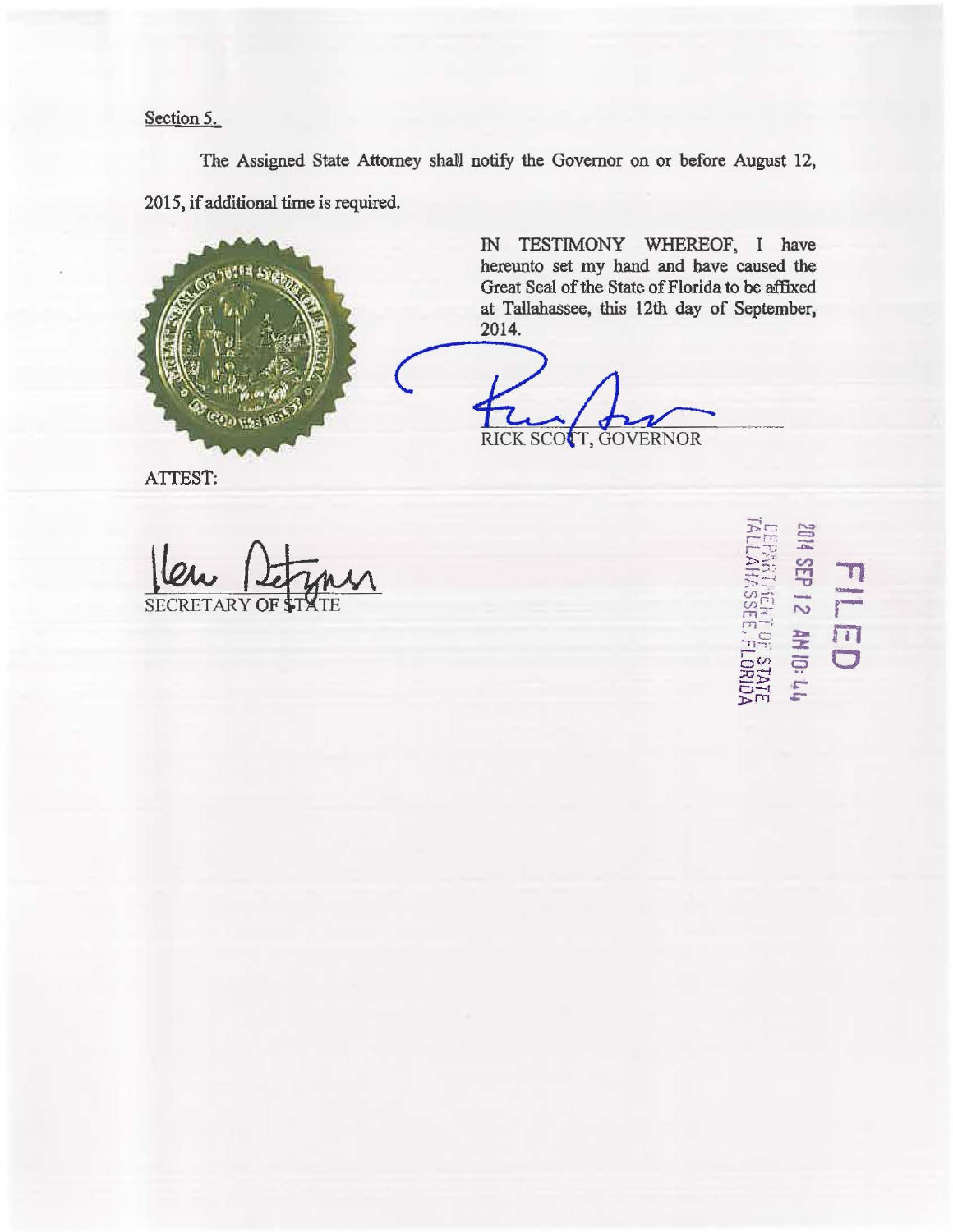Section 5.

The Assigned State Attorney shall notify the Governor on or before August 12, 2015, if additional time is required.

IN TESTIMONY WHEREOF, I have hereunto set my hand and have caused the Great Seal of the State of Florida to be affixed at Tallahassee, this 12th day of September, 2014.

RICK SCOTT, GOVERNOR

ATTEST:

SECRETARY OF STATE

FILED

2014 SEP 12 AM 10: 44

DEPARTMENT OF STATE
TALLAHASSEE, FLORIDA